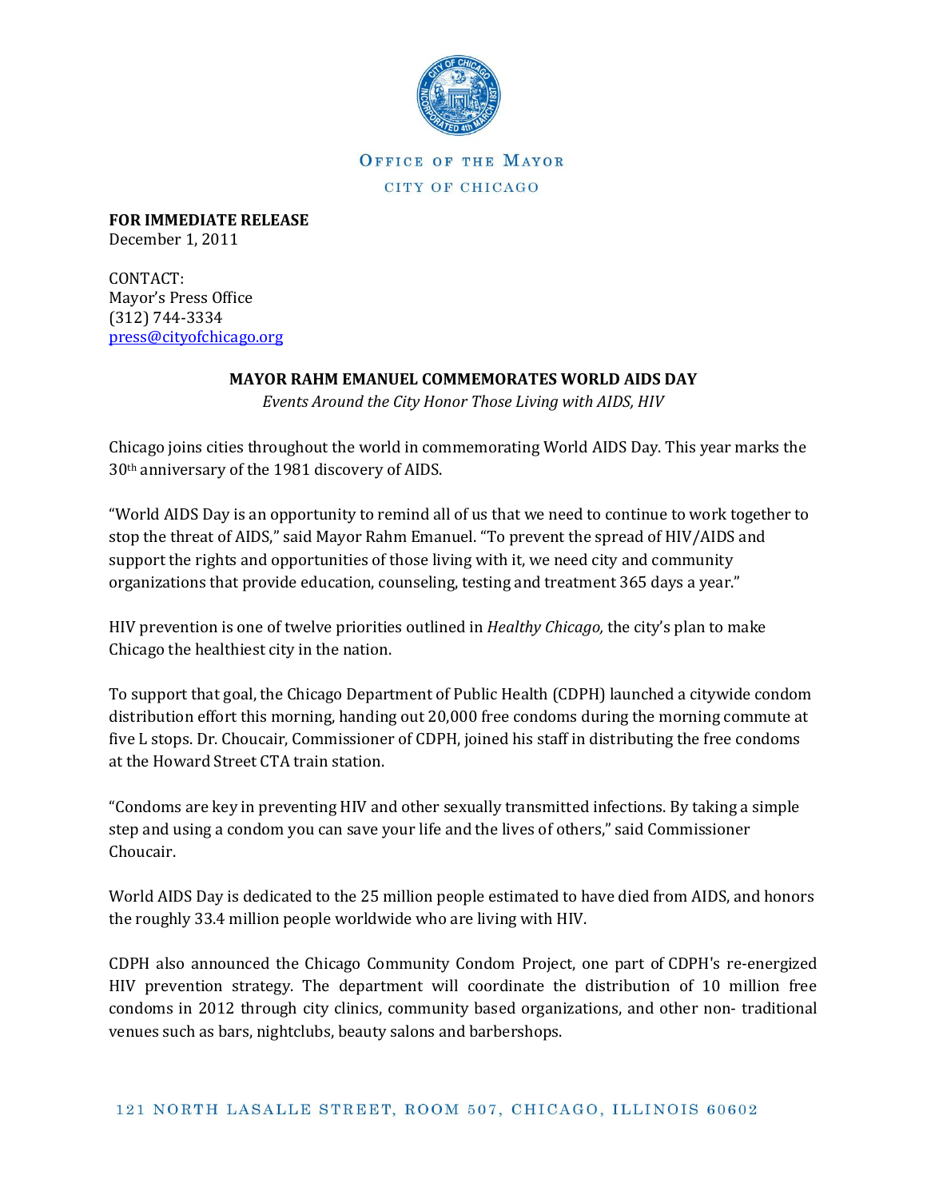OFFICE OF THE MAYOR

CITY OF CHICAGO

**FOR IMMEDIATE RELEASE**
December 1, 2011

CONTACT:
Mayor's Press Office
(312) 744-3334
press@cityofchicago.org

**MAYOR RAHM EMANUEL COMMEMORATES WORLD AIDS DAY**

*Events Around the City Honor Those Living with AIDS, HIV*

Chicago joins cities throughout the world in commemorating World AIDS Day. This year marks the 30th anniversary of the 1981 discovery of AIDS.

"World AIDS Day is an opportunity to remind all of us that we need to continue to work together to stop the threat of AIDS," said Mayor Rahm Emanuel. "To prevent the spread of HIV/AIDS and support the rights and opportunities of those living with it, we need city and community organizations that provide education, counseling, testing and treatment 365 days a year."

HIV prevention is one of twelve priorities outlined in *Healthy Chicago,* the city's plan to make Chicago the healthiest city in the nation.

To support that goal, the Chicago Department of Public Health (CDPH) launched a citywide condom distribution effort this morning, handing out 20,000 free condoms during the morning commute at five L stops. Dr. Choucair, Commissioner of CDPH, joined his staff in distributing the free condoms at the Howard Street CTA train station.

"Condoms are key in preventing HIV and other sexually transmitted infections. By taking a simple step and using a condom you can save your life and the lives of others," said Commissioner Choucair.

World AIDS Day is dedicated to the 25 million people estimated to have died from AIDS, and honors the roughly 33.4 million people worldwide who are living with HIV.

CDPH also announced the Chicago Community Condom Project, one part of CDPH's re-energized HIV prevention strategy. The department will coordinate the distribution of 10 million free condoms in 2012 through city clinics, community based organizations, and other non- traditional venues such as bars, nightclubs, beauty salons and barbershops.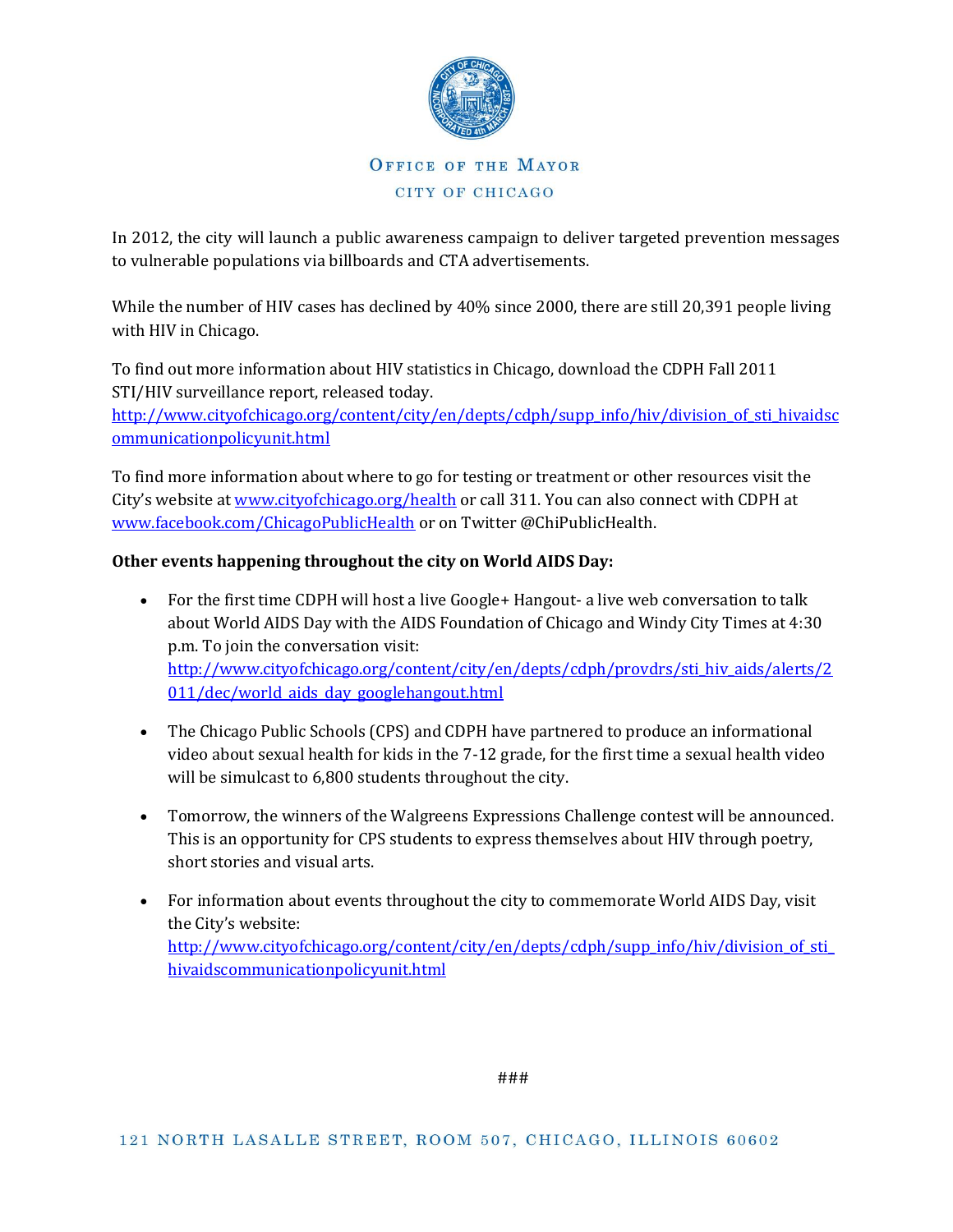In 2012, the city will launch a public awareness campaign to deliver targeted prevention messages to vulnerable populations via billboards and CTA advertisements.

While the number of HIV cases has declined by 40% since 2000, there are still 20,391 people living with HIV in Chicago.

To find out more information about HIV statistics in Chicago, download the CDPH Fall 2011 STI/HIV surveillance report, released today. http://www.cityofchicago.org/content/city/en/depts/cdph/supp_info/hiv/division_of_sti_hivaidscommunicationpolicyunit.html

To find more information about where to go for testing or treatment or other resources visit the City's website at www.cityofchicago.org/health or call 311. You can also connect with CDPH at www.facebook.com/ChicagoPublicHealth or on Twitter @ChiPublicHealth.

**Other events happening throughout the city on World AIDS Day:**

- For the first time CDPH will host a live Google+ Hangout- a live web conversation to talk about World AIDS Day with the AIDS Foundation of Chicago and Windy City Times at 4:30 p.m. To join the conversation visit: http://www.cityofchicago.org/content/city/en/depts/cdph/provdrs/sti_hiv_aids/alerts/2011/dec/world_aids_day_googlehangout.html

- The Chicago Public Schools (CPS) and CDPH have partnered to produce an informational video about sexual health for kids in the 7-12 grade, for the first time a sexual health video will be simulcast to 6,800 students throughout the city.

- Tomorrow, the winners of the Walgreens Expressions Challenge contest will be announced. This is an opportunity for CPS students to express themselves about HIV through poetry, short stories and visual arts.

- For information about events throughout the city to commemorate World AIDS Day, visit the City's website: http://www.cityofchicago.org/content/city/en/depts/cdph/supp_info/hiv/division_of_sti_hivaidscommunicationpolicyunit.html

###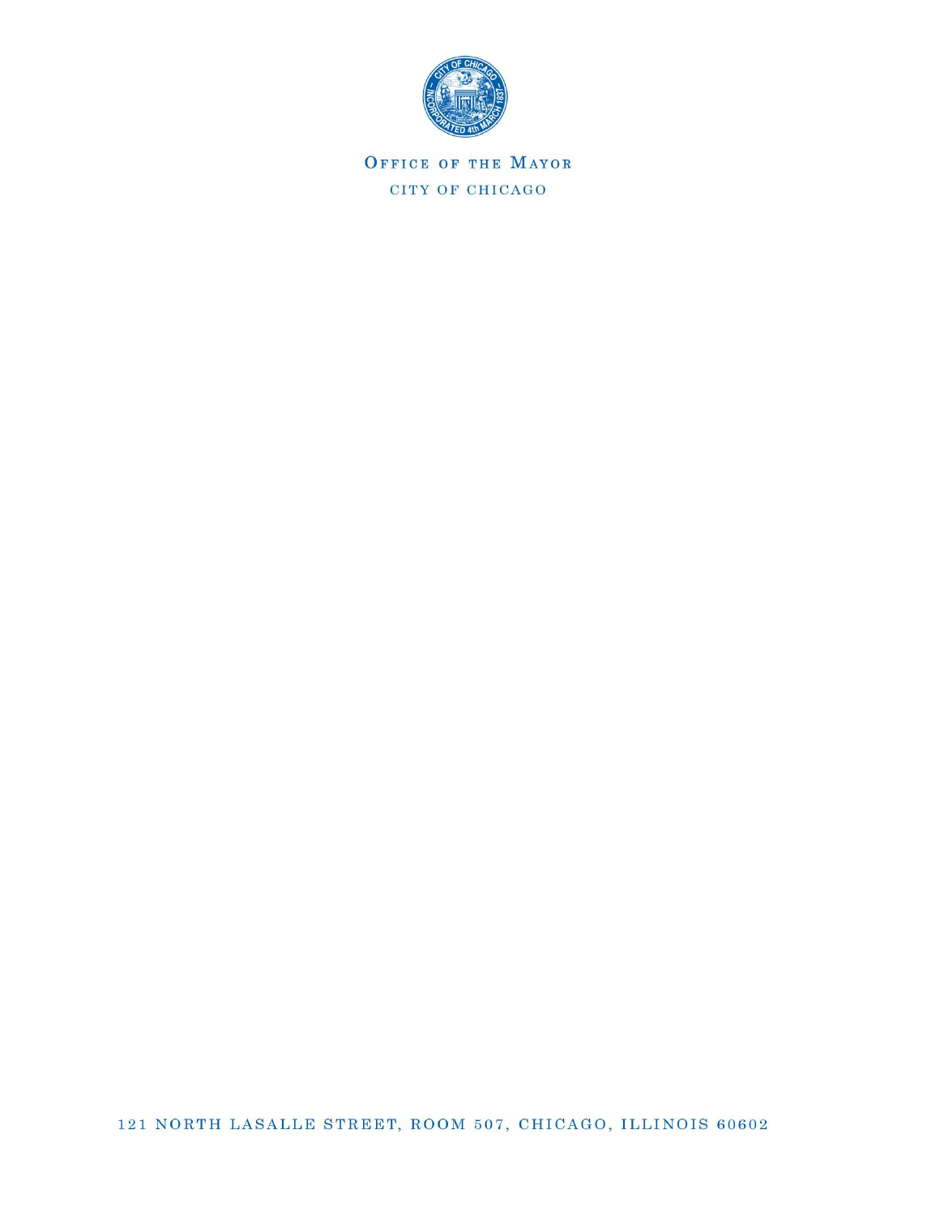OFFICE OF THE MAYOR

CITY OF CHICAGO

121 NORTH LASALLE STREET, ROOM 507, CHICAGO, ILLINOIS 60602